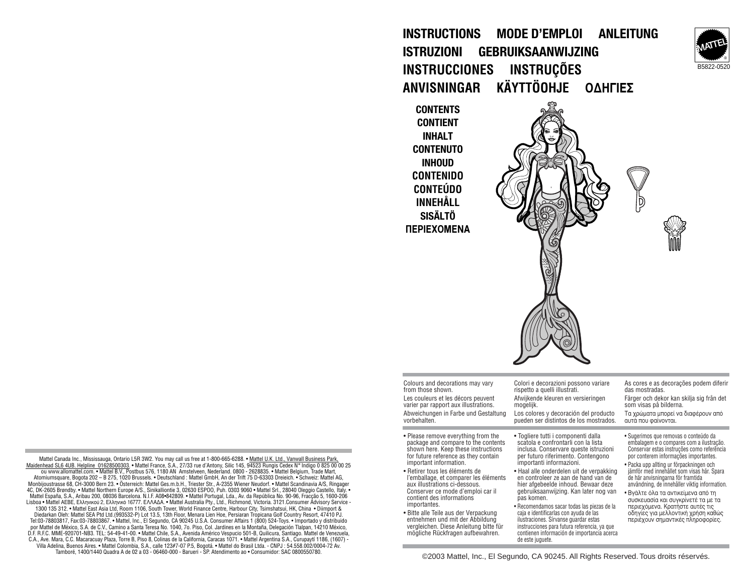# INSTRUCTIONS  MODE D'EMPLOI  ANLEITUNG
# ISTRUZIONI  GEBRUIKSAANWIJZING
# INSTRUCCIONES  INSTRUÇÕES
# ANVISNINGAR  KÄYTTÖOHJE  ΟΔΗΓΙΕΣ

MATTEL®

B5822-0520

**CONTENTS**
**CONTIENT**
**INHALT**
**CONTENUTO**
**INHOUD**
**CONTENIDO**
**CONTEÚDO**
**INNEHÅLL**
**SISÄLTÖ**
**ΠΕΡΙΕΧΟΜΕΝΑ**

Colours and decorations may vary from those shown.

Les couleurs et les décors peuvent varier par rapport aux illustrations.

Abweichungen in Farbe und Gestaltung vorbehalten.

Colori e decorazioni possono variare rispetto a quelli illustrati.

Afwijkende kleuren en versieringen mogelijk.

Los colores y decoración del producto pueden ser distintos de los mostrados.

As cores e as decorações podem diferir das mostradas.

Färger och dekor kan skilja sig från det som visas på bilderna.

Τα χρώματα μπορεί να διαφέρουν από αυτά που φαίνονται.

- Please remove everything from the package and compare to the contents shown here. Keep these instructions for future reference as they contain important information.
- Retirer tous les éléments de l'emballage, et comparer les éléments aux illustrations ci-dessous. Conserver ce mode d'emploi car il contient des informations importantes.
- Bitte alle Teile aus der Verpackung entnehmen und mit der Abbildung vergleichen. Diese Anleitung bitte für mögliche Rückfragen aufbewahren.
- Togliere tutti i componenti dalla scatola e confrontarli con la lista inclusa. Conservare queste istruzioni per futuro riferimento. Contengono importanti informazioni.
- Haal alle onderdelen uit de verpakking en controleer ze aan de hand van de hier afgebeelde inhoud. Bewaar deze gebruiksaanwijzing. Kan later nog van pas komen.
- Recomendamos sacar todas las piezas de la caja e identificarlas con ayuda de las ilustraciones. Sírvanse guardar estas instrucciones para futura referencia, ya que contienen información de importancia acerca de este juguete.
- Sugerimos que removas o conteúdo da embalagem e o compares com a ilustração. Conservar estas instruções como referência por conterem informações importantes.
- Packa upp allting ur förpackningen och jämför med innehållet som visas här. Spara de här anvisningarna för framtida användning, de innehåller viktig information.
- Βγάλτε όλα τα αντικείμενα από τη συσκευασία και συγκρίνετε τα με τα περιεχόμενα. Κρατήστε αυτές τις οδηγίες για μελλοντική χρήση καθώς περιέχουν σημαντικές πληροφορίες.

©2003 Mattel, Inc., El Segundo, CA 90245. All Rights Reserved. Tous droits réservés.

Mattel Canada Inc., Mississauga, Ontario L5R 3W2. You may call us free at 1-800-665-6288. • Mattel U.K. Ltd., Vanwall Business Park, Maidenhead SL6 4UB. Helpline 01628500303. • Mattel France, S.A., 27/33 rue d'Antony, Silic 145, 94523 Rungis Cedex N° Indigo 0 825 00 00 25 ou www.allomattel.com. • Mattel B.V., Postbus 576, 1180 AN Amstelveen, Nederland. 0800 - 2628835. • Mattel Belgium, Trade Mart, Atomiumsquare, Bogota 202 – B 275, 1020 Brussels. • Deutschland : Mattel GmbH, An der Trift 75 D-63303 Dreieich. • Schweiz: Mattel AG, Monbijoustrasse 68, CH-3000 Bern 23. • Österreich: Mattel Ges.m.b.H., Triester Str., A-2355 Wiener Neudorf. • Mattel Scandinavia A/S, Ringager 4C, DK-2605 Brøndby. • Mattel Northern Europe A/S., Sinikalliontie 3, 02630 ESPOO, Puh. 0303 9060 • Mattel Srl., 28040 Oleggio Castello, Italy. • Mattel España, S.A., Aribau 200, 08036 Barcelona. N.I.F. A08•842809. • Mattel Portugal, Lda., Av. da República No. 90-96, Fracção 5, 1600-206 Lisboa • Mattel AEBE, Ελληνικού 2, Ελληνικό 16777. ΕΛΛΑΔΑ. • Mattel Australia Pty., Ltd., Richmond, Victoria. 3121.Consumer Advisory Service - 1300 135 312. • Mattel East Asia Ltd, Room 1106, South Tower, World Finance Centre, Harbour City, Tsimshatsui, HK, China • Diimport & Diedarkan Oleh: Mattel SEA Ptd Ltd.(993532-P) Lot 13.5, 13th Floor, Menara Lien Hoe, Persiaran Tropicana Golf Country Resort, 47410 PJ. Tel:03-78803817, Fax:03-78803867. • Mattel, Inc., El Segundo, CA 90245 U.S.A. Consumer Affairs 1 (800) 524-Toys. • Importado y distribuido por Mattel de México, S.A. de C.V., Camino a Santa Teresa No. 1040, 7o. Piso, Col. Jardines en la Montaña, Delegación Tlalpan, 14210 México, D.F. R.F.C. MME-920701-NB3. TEL: 54-49-41-00. • Mattel Chile, S.A., Avenida Américo Vespucio 501-B, Quilicura, Santiago. Mattel de Venezuela, C.A., Ave. Mara, C.C. Macaracuay Plaza, Torre B, Piso 8, Colinas de la California, Caracas 1071. • Mattel Argentina S.A., Curupaytí 1186, (1607) - Villa Adelina, Buenos Aires. • Mattel Colombia, S.A., calle 123#7-07 P.5, Bogotá. • Mattel do Brasil Ltda. - CNPJ : 54.558.002/0004-72 Av. Tamboré, 1400/1440 Quadra A de 02 a 03 - 06460-000 - Barueri - SP. Atendimento ao • Consumidor: SAC 0800550780.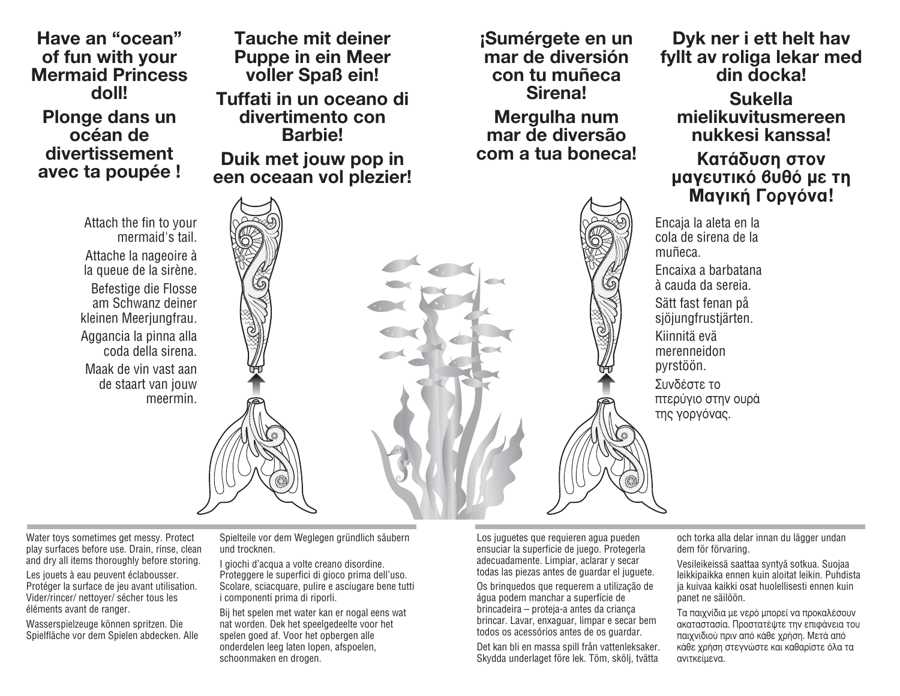**Have an "ocean" of fun with your Mermaid Princess doll!**

**Plonge dans un océan de divertissement avec ta poupée !**

**Tauche mit deiner Puppe in ein Meer voller Spaß ein!**

**Tuffati in un oceano di divertimento con Barbie!**

**Duik met jouw pop in een oceaan vol plezier!**

Attach the fin to your mermaid's tail.

Attache la nageoire à la queue de la sirène.

Befestige die Flosse am Schwanz deiner kleinen Meerjungfrau.

Aggancia la pinna alla coda della sirena.

Maak de vin vast aan de staart van jouw meermin.

**¡Sumérgete en un mar de diversión con tu muñeca Sirena!**

**Mergulha num mar de diversão com a tua boneca!**

**Dyk ner i ett helt hav fyllt av roliga lekar med din docka!**

**Sukella mielikuvitusmereen nukkesi kanssa!**

**Κατάδυση στον μαγευτικό βυθό με τη Μαγική Γοργόνα!**

Encaja la aleta en la cola de sirena de la muñeca.

Encaixa a barbatana à cauda da sereia.

Sätt fast fenan på sjöjungfrustjärten.

Kiinnitä evä merenneidon pyrstöön.

Συνδέστε το πτερύγιο στην ουρά της γοργόνας.

Water toys sometimes get messy. Protect play surfaces before use. Drain, rinse, clean and dry all items thoroughly before storing.

Les jouets à eau peuvent éclabousser. Protéger la surface de jeu avant utilisation. Vider/rincer/ nettoyer/ sécher tous les éléments avant de ranger.

Wasserspielzeuge können spritzen. Die Spielfläche vor dem Spielen abdecken. Alle Spielteile vor dem Weglegen gründlich säubern und trocknen.

I giochi d'acqua a volte creano disordine. Proteggere le superfici di gioco prima dell'uso. Scolare, sciacquare, pulire e asciugare bene tutti i componenti prima di riporli.

Bij het spelen met water kan er nogal eens wat nat worden. Dek het speelgedeelte voor het spelen goed af. Voor het opbergen alle onderdelen leeg laten lopen, afspoelen, schoonmaken en drogen.

Los juguetes que requieren agua pueden ensuciar la superficie de juego. Protegerla adecuadamente. Limpiar, aclarar y secar todas las piezas antes de guardar el juguete.

Os brinquedos que requerem a utilização de água podem manchar a superfície de brincadeira – proteja-a antes da criança brincar. Lavar, enxaguar, limpar e secar bem todos os acessórios antes de os guardar.

Det kan bli en massa spill från vattenleksaker. Skydda underlaget före lek. Töm, skölj, tvätta och torka alla delar innan du lägger undan dem för förvaring.

Vesileikeissä saattaa syntyä sotkua. Suojaa leikkipaikka ennen kuin aloitat leikin. Puhdista ja kuivaa kaikki osat huolellisesti ennen kuin panet ne säilöön.

Τα παιχνίδια με νερό μπορεί να προκαλέσουν ακαταστασία. Προστατέψτε την επιφάνεια του παιχνιδιού πριν από κάθε χρήση. Μετά από κάθε χρήση στεγνώστε και καθαρίστε όλα τα αντικείμενα.